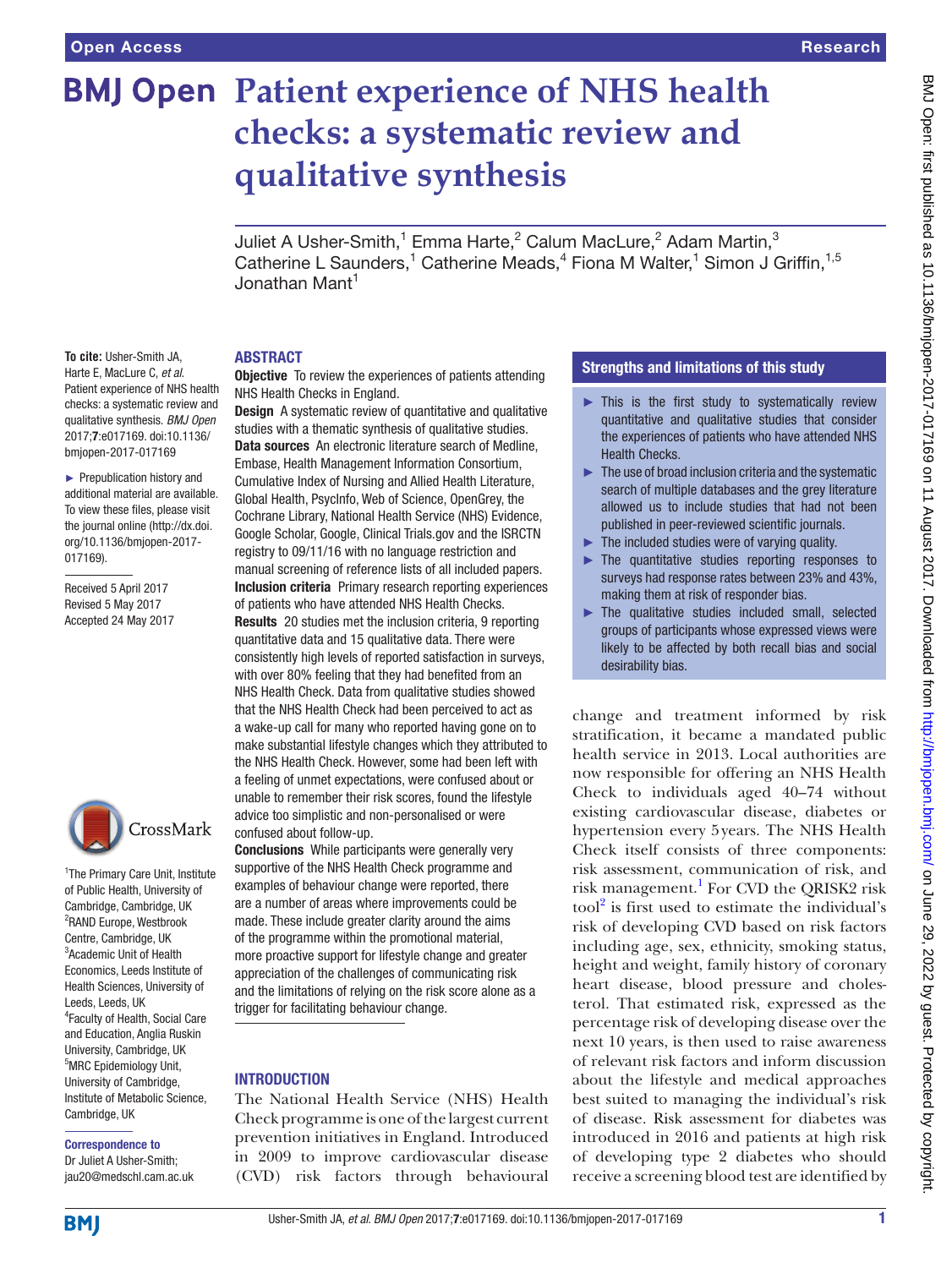# Patient experience of NHS health checks: a systematic review and qualitative synthesis

Juliet A Usher-Smith,[1] Emma Harte,[2] Calum MacLure,[2] Adam Martin,[3] Catherine L Saunders,[1] Catherine Meads,[4] Fiona M Walter,[1] Simon J Griffin,[1,5] Jonathan Mant[1]

**To cite:** Usher-Smith JA, Harte E, MacLure C, *et al*. Patient experience of NHS health checks: a systematic review and qualitative synthesis. *BMJ Open* 2017;**7**:e017169. doi:10.1136/bmjopen-2017-017169

► Prepublication history and additional material are available. To view these files, please visit the journal online (http://dx.doi.org/10.1136/bmjopen-2017-017169).

Received 5 April 2017
Revised 5 May 2017
Accepted 24 May 2017

[1]The Primary Care Unit, Institute of Public Health, University of Cambridge, Cambridge, UK
[2]RAND Europe, Westbrook Centre, Cambridge, UK
[3]Academic Unit of Health Economics, Leeds Institute of Health Sciences, University of Leeds, Leeds, UK
[4]Faculty of Health, Social Care and Education, Anglia Ruskin University, Cambridge, UK
[5]MRC Epidemiology Unit, University of Cambridge, Institute of Metabolic Science, Cambridge, UK

**Correspondence to**
Dr Juliet A Usher-Smith; jau20@medschl.cam.ac.uk

## ABSTRACT

**Objective** To review the experiences of patients attending NHS Health Checks in England.

**Design** A systematic review of quantitative and qualitative studies with a thematic synthesis of qualitative studies.

**Data sources** An electronic literature search of Medline, Embase, Health Management Information Consortium, Cumulative Index of Nursing and Allied Health Literature, Global Health, PsycInfo, Web of Science, OpenGrey, the Cochrane Library, National Health Service (NHS) Evidence, Google Scholar, Google, Clinical Trials.gov and the ISRCTN registry to 09/11/16 with no language restriction and manual screening of reference lists of all included papers.

**Inclusion criteria** Primary research reporting experiences of patients who have attended NHS Health Checks.

**Results** 20 studies met the inclusion criteria, 9 reporting quantitative data and 15 qualitative data. There were consistently high levels of reported satisfaction in surveys, with over 80% feeling that they had benefited from an NHS Health Check. Data from qualitative studies showed that the NHS Health Check had been perceived to act as a wake-up call for many who reported having gone on to make substantial lifestyle changes which they attributed to the NHS Health Check. However, some had been left with a feeling of unmet expectations, were confused about or unable to remember their risk scores, found the lifestyle advice too simplistic and non-personalised or were confused about follow-up.

**Conclusions** While participants were generally very supportive of the NHS Health Check programme and examples of behaviour change were reported, there are a number of areas where improvements could be made. These include greater clarity around the aims of the programme within the promotional material, more proactive support for lifestyle change and greater appreciation of the challenges of communicating risk and the limitations of relying on the risk score alone as a trigger for facilitating behaviour change.

## Strengths and limitations of this study

- ► This is the first study to systematically review quantitative and qualitative studies that consider the experiences of patients who have attended NHS Health Checks.
- ► The use of broad inclusion criteria and the systematic search of multiple databases and the grey literature allowed us to include studies that had not been published in peer-reviewed scientific journals.
- ► The included studies were of varying quality.
- ► The quantitative studies reporting responses to surveys had response rates between 23% and 43%, making them at risk of responder bias.
- ► The qualitative studies included small, selected groups of participants whose expressed views were likely to be affected by both recall bias and social desirability bias.

## INTRODUCTION

The National Health Service (NHS) Health Check programme is one of the largest current prevention initiatives in England. Introduced in 2009 to improve cardiovascular disease (CVD) risk factors through behavioural change and treatment informed by risk stratification, it became a mandated public health service in 2013. Local authorities are now responsible for offering an NHS Health Check to individuals aged 40–74 without existing cardiovascular disease, diabetes or hypertension every 5 years. The NHS Health Check itself consists of three components: risk assessment, communication of risk, and risk management.[1] For CVD the QRISK2 risk tool[2] is first used to estimate the individual's risk of developing CVD based on risk factors including age, sex, ethnicity, smoking status, height and weight, family history of coronary heart disease, blood pressure and cholesterol. That estimated risk, expressed as the percentage risk of developing disease over the next 10 years, is then used to raise awareness of relevant risk factors and inform discussion about the lifestyle and medical approaches best suited to managing the individual's risk of disease. Risk assessment for diabetes was introduced in 2016 and patients at high risk of developing type 2 diabetes who should receive a screening blood test are identified by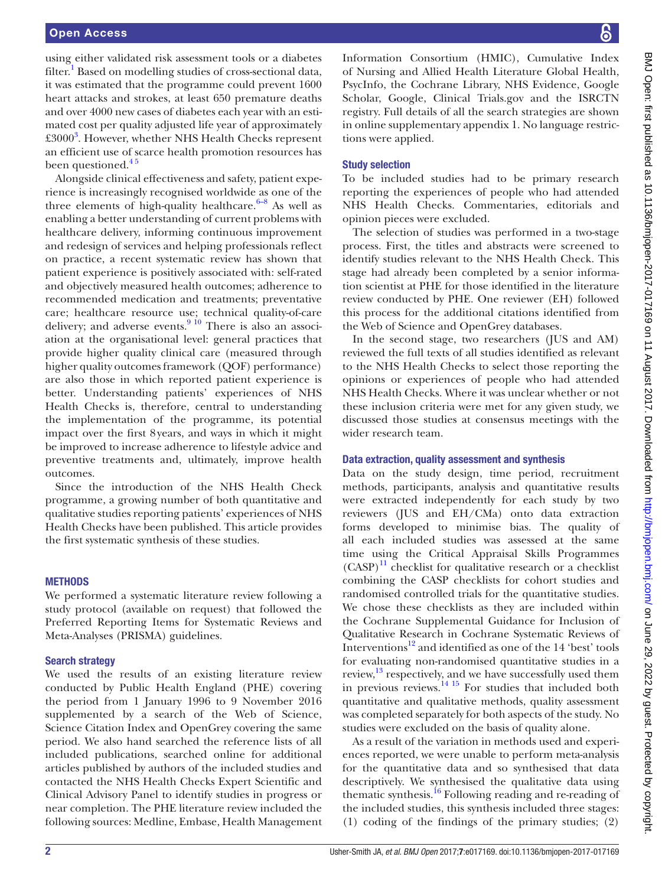using either validated risk assessment tools or a diabetes filter.[1] Based on modelling studies of cross-sectional data, it was estimated that the programme could prevent 1600 heart attacks and strokes, at least 650 premature deaths and over 4000 new cases of diabetes each year with an estimated cost per quality adjusted life year of approximately £3000[3]. However, whether NHS Health Checks represent an efficient use of scarce health promotion resources has been questioned.[4,5]

Alongside clinical effectiveness and safety, patient experience is increasingly recognised worldwide as one of the three elements of high-quality healthcare.[6–8] As well as enabling a better understanding of current problems with healthcare delivery, informing continuous improvement and redesign of services and helping professionals reflect on practice, a recent systematic review has shown that patient experience is positively associated with: self-rated and objectively measured health outcomes; adherence to recommended medication and treatments; preventative care; healthcare resource use; technical quality-of-care delivery; and adverse events.[9,10] There is also an association at the organisational level: general practices that provide higher quality clinical care (measured through higher quality outcomes framework (QOF) performance) are also those in which reported patient experience is better. Understanding patients' experiences of NHS Health Checks is, therefore, central to understanding the implementation of the programme, its potential impact over the first 8 years, and ways in which it might be improved to increase adherence to lifestyle advice and preventive treatments and, ultimately, improve health outcomes.

Since the introduction of the NHS Health Check programme, a growing number of both quantitative and qualitative studies reporting patients' experiences of NHS Health Checks have been published. This article provides the first systematic synthesis of these studies.

## METHODS

We performed a systematic literature review following a study protocol (available on request) that followed the Preferred Reporting Items for Systematic Reviews and Meta-Analyses (PRISMA) guidelines.

### Search strategy

We used the results of an existing literature review conducted by Public Health England (PHE) covering the period from 1 January 1996 to 9 November 2016 supplemented by a search of the Web of Science, Science Citation Index and OpenGrey covering the same period. We also hand searched the reference lists of all included publications, searched online for additional articles published by authors of the included studies and contacted the NHS Health Checks Expert Scientific and Clinical Advisory Panel to identify studies in progress or near completion. The PHE literature review included the following sources: Medline, Embase, Health Management Information Consortium (HMIC), Cumulative Index of Nursing and Allied Health Literature Global Health, PsycInfo, the Cochrane Library, NHS Evidence, Google Scholar, Google, Clinical Trials.gov and the ISRCTN registry. Full details of all the search strategies are shown in online supplementary appendix 1. No language restrictions were applied.

### Study selection

To be included studies had to be primary research reporting the experiences of people who had attended NHS Health Checks. Commentaries, editorials and opinion pieces were excluded.

The selection of studies was performed in a two-stage process. First, the titles and abstracts were screened to identify studies relevant to the NHS Health Check. This stage had already been completed by a senior information scientist at PHE for those identified in the literature review conducted by PHE. One reviewer (EH) followed this process for the additional citations identified from the Web of Science and OpenGrey databases.

In the second stage, two researchers (JUS and AM) reviewed the full texts of all studies identified as relevant to the NHS Health Checks to select those reporting the opinions or experiences of people who had attended NHS Health Checks. Where it was unclear whether or not these inclusion criteria were met for any given study, we discussed those studies at consensus meetings with the wider research team.

### Data extraction, quality assessment and synthesis

Data on the study design, time period, recruitment methods, participants, analysis and quantitative results were extracted independently for each study by two reviewers (JUS and EH/CMa) onto data extraction forms developed to minimise bias. The quality of all each included studies was assessed at the same time using the Critical Appraisal Skills Programmes (CASP)[11] checklist for qualitative research or a checklist combining the CASP checklists for cohort studies and randomised controlled trials for the quantitative studies. We chose these checklists as they are included within the Cochrane Supplemental Guidance for Inclusion of Qualitative Research in Cochrane Systematic Reviews of Interventions[12] and identified as one of the 14 'best' tools for evaluating non-randomised quantitative studies in a review,[13] respectively, and we have successfully used them in previous reviews.[14,15] For studies that included both quantitative and qualitative methods, quality assessment was completed separately for both aspects of the study. No studies were excluded on the basis of quality alone.

As a result of the variation in methods used and experiences reported, we were unable to perform meta-analysis for the quantitative data and so synthesised that data descriptively. We synthesised the qualitative data using thematic synthesis.[16] Following reading and re-reading of the included studies, this synthesis included three stages: (1) coding of the findings of the primary studies; (2)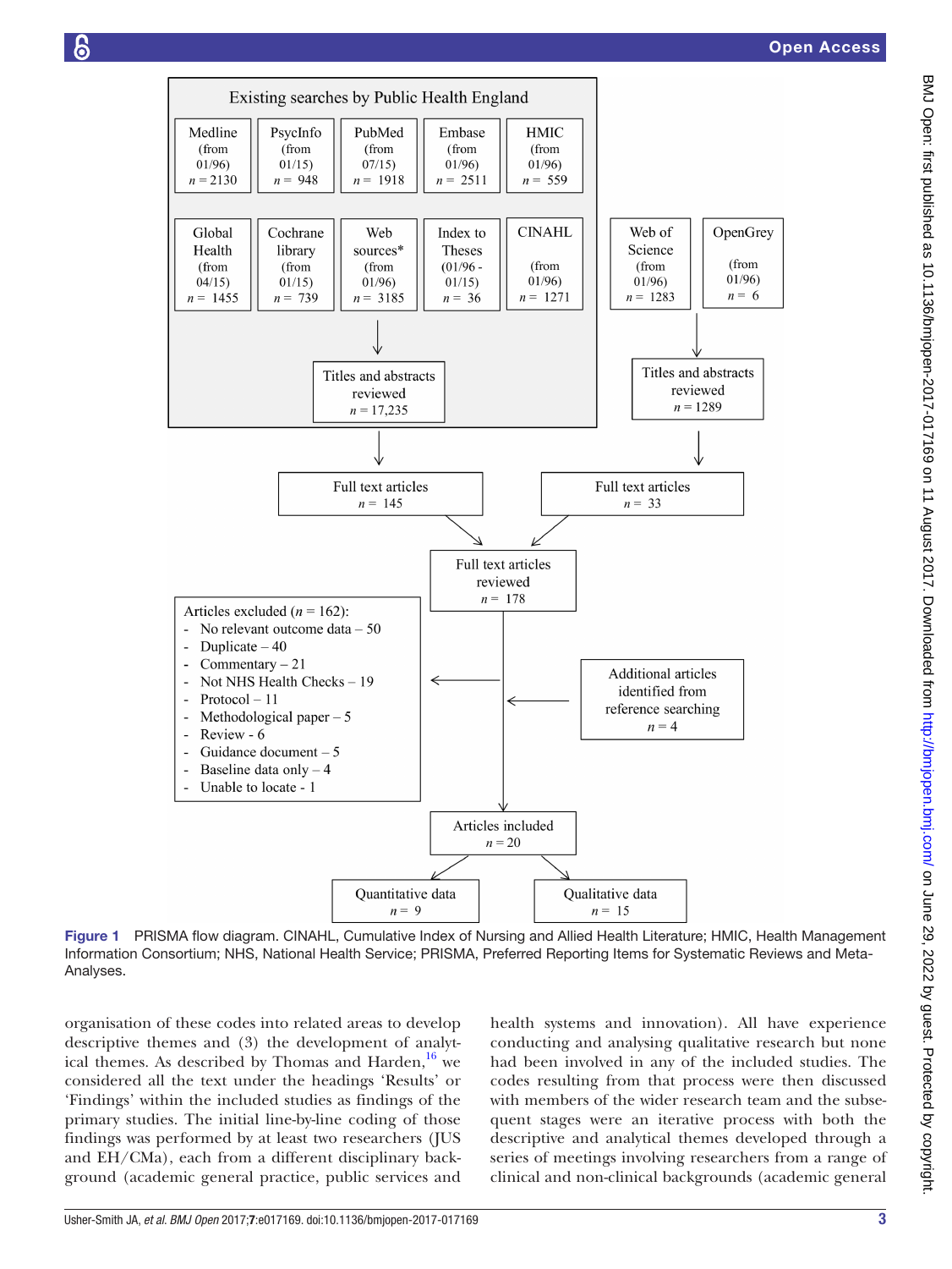Existing searches by Public Health England

| Medline (from 01/96) n = 2130 | PsycInfo (from 01/15) n = 948 | PubMed (from 07/15) n = 1918 | Embase (from 01/96) n = 2511 | HMIC (from 01/96) n = 559 |
|---|---|---|---|---|
| Global Health (from 04/15) n = 1455 | Cochrane library (from 01/15) n = 739 | Web sources* (from 01/96) n = 3185 | Index to Theses (01/96 - 01/15) n = 36 | CINAHL (from 01/96) n = 1271 |

Titles and abstracts reviewed n = 17,235

Web of Science (from 01/96) n = 1283

OpenGrey (from 01/96) n = 6

Titles and abstracts reviewed n = 1289

Full text articles n = 145

Full text articles n = 33

Full text articles reviewed n = 178

Articles excluded (n = 162):
- No relevant outcome data – 50
- Duplicate – 40
- Commentary – 21
- Not NHS Health Checks – 19
- Protocol – 11
- Methodological paper – 5
- Review - 6
- Guidance document – 5
- Baseline data only – 4
- Unable to locate - 1

Additional articles identified from reference searching n = 4

Articles included n = 20

Quantitative data n = 9

Qualitative data n = 15

**Figure 1** PRISMA flow diagram. CINAHL, Cumulative Index of Nursing and Allied Health Literature; HMIC, Health Management Information Consortium; NHS, National Health Service; PRISMA, Preferred Reporting Items for Systematic Reviews and Meta-Analyses.

organisation of these codes into related areas to develop descriptive themes and (3) the development of analytical themes. As described by Thomas and Harden,[16] we considered all the text under the headings 'Results' or 'Findings' within the included studies as findings of the primary studies. The initial line-by-line coding of those findings was performed by at least two researchers (JUS and EH/CMa), each from a different disciplinary background (academic general practice, public services and health systems and innovation). All have experience conducting and analysing qualitative research but none had been involved in any of the included studies. The codes resulting from that process were then discussed with members of the wider research team and the subsequent stages were an iterative process with both the descriptive and analytical themes developed through a series of meetings involving researchers from a range of clinical and non-clinical backgrounds (academic general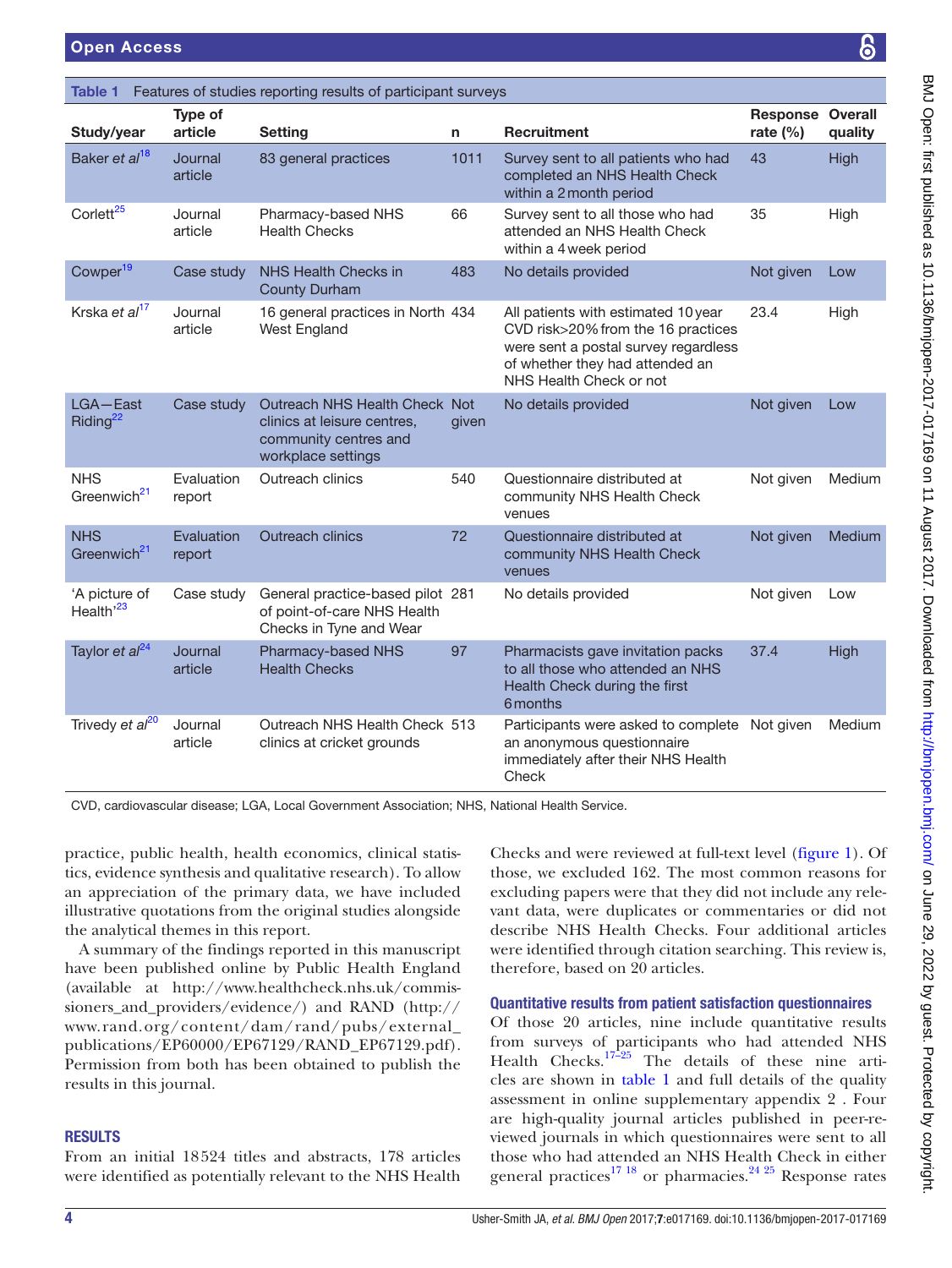**Table 1** Features of studies reporting results of participant surveys

| Study/year | Type of article | Setting | n | Recruitment | Response rate (%) | Overall quality |
|---|---|---|---|---|---|---|
| Baker *et al*[18] | Journal article | 83 general practices | 1011 | Survey sent to all patients who had completed an NHS Health Check within a 2 month period | 43 | High |
| Corlett[25] | Journal article | Pharmacy-based NHS Health Checks | 66 | Survey sent to all those who had attended an NHS Health Check within a 4 week period | 35 | High |
| Cowper[19] | Case study | NHS Health Checks in County Durham | 483 | No details provided | Not given | Low |
| Krska *et al*[17] | Journal article | 16 general practices in North West England | 434 | All patients with estimated 10 year CVD risk>20% from the 16 practices were sent a postal survey regardless of whether they had attended an NHS Health Check or not | 23.4 | High |
| LGA—East Riding[22] | Case study | Outreach NHS Health Check clinics at leisure centres, community centres and workplace settings | Not given | No details provided | Not given | Low |
| NHS Greenwich[21] | Evaluation report | Outreach clinics | 540 | Questionnaire distributed at community NHS Health Check venues | Not given | Medium |
| NHS Greenwich[21] | Evaluation report | Outreach clinics | 72 | Questionnaire distributed at community NHS Health Check venues | Not given | Medium |
| 'A picture of Health'[23] | Case study | General practice-based pilot of point-of-care NHS Health Checks in Tyne and Wear | 281 | No details provided | Not given | Low |
| Taylor *et al*[24] | Journal article | Pharmacy-based NHS Health Checks | 97 | Pharmacists gave invitation packs to all those who attended an NHS Health Check during the first 6 months | 37.4 | High |
| Trivedy *et al*[20] | Journal article | Outreach NHS Health Check clinics at cricket grounds | 513 | Participants were asked to complete an anonymous questionnaire immediately after their NHS Health Check | Not given | Medium |

CVD, cardiovascular disease; LGA, Local Government Association; NHS, National Health Service.

practice, public health, health economics, clinical statistics, evidence synthesis and qualitative research). To allow an appreciation of the primary data, we have included illustrative quotations from the original studies alongside the analytical themes in this report.

A summary of the findings reported in this manuscript have been published online by Public Health England (available at http://www.healthcheck.nhs.uk/commissioners_and_providers/evidence/) and RAND (http://www.rand.org/content/dam/rand/pubs/external_publications/EP60000/EP67129/RAND_EP67129.pdf). Permission from both has been obtained to publish the results in this journal.

## RESULTS

From an initial 18524 titles and abstracts, 178 articles were identified as potentially relevant to the NHS Health Checks and were reviewed at full-text level (figure 1). Of those, we excluded 162. The most common reasons for excluding papers were that they did not include any relevant data, were duplicates or commentaries or did not describe NHS Health Checks. Four additional articles were identified through citation searching. This review is, therefore, based on 20 articles.

### Quantitative results from patient satisfaction questionnaires

Of those 20 articles, nine include quantitative results from surveys of participants who had attended NHS Health Checks.[17–25] The details of these nine articles are shown in table 1 and full details of the quality assessment in online supplementary appendix 2 . Four are high-quality journal articles published in peer-reviewed journals in which questionnaires were sent to all those who had attended an NHS Health Check in either general practices[17 18] or pharmacies.[24 25] Response rates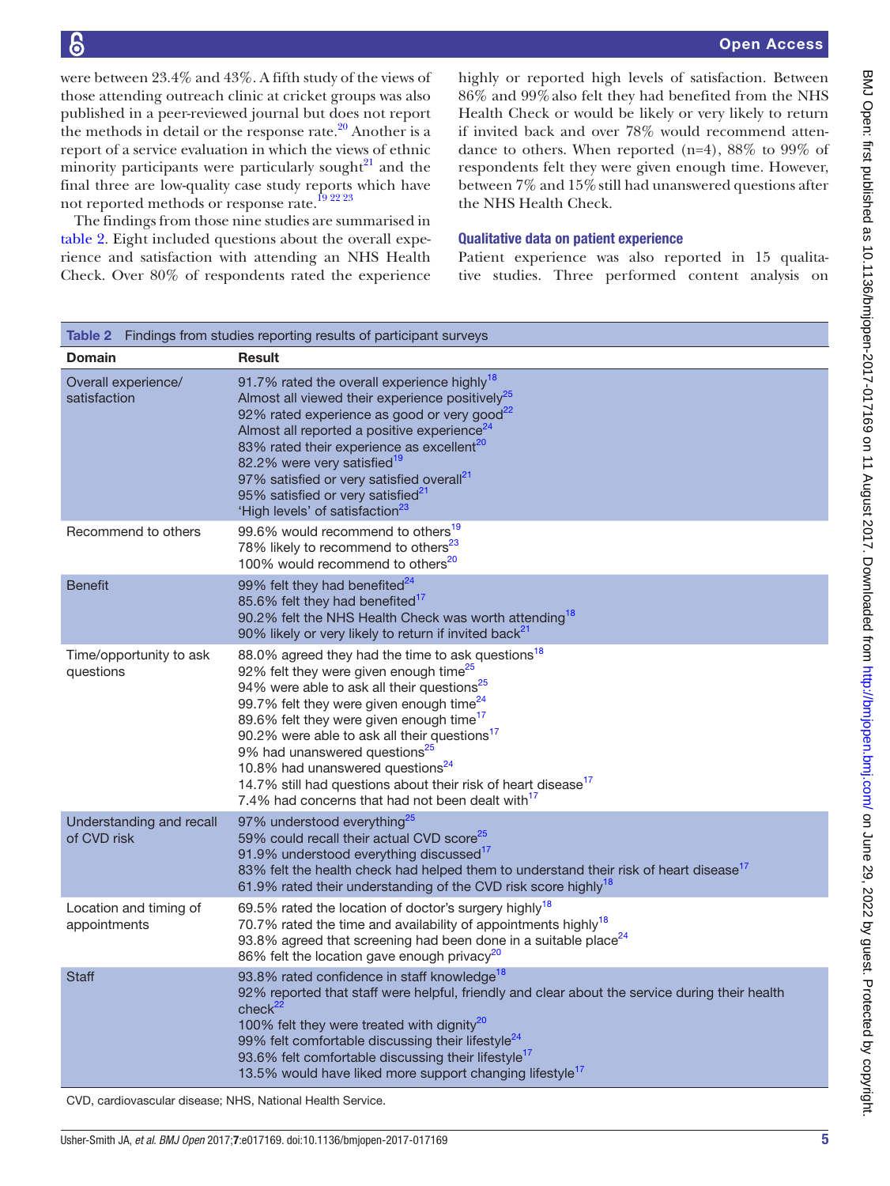were between 23.4% and 43%. A fifth study of the views of those attending outreach clinic at cricket groups was also published in a peer-reviewed journal but does not report the methods in detail or the response rate.[20] Another is a report of a service evaluation in which the views of ethnic minority participants were particularly sought[21] and the final three are low-quality case study reports which have not reported methods or response rate.[19 22 23]

The findings from those nine studies are summarised in table 2. Eight included questions about the overall experience and satisfaction with attending an NHS Health Check. Over 80% of respondents rated the experience highly or reported high levels of satisfaction. Between 86% and 99% also felt they had benefited from the NHS Health Check or would be likely or very likely to return if invited back and over 78% would recommend attendance to others. When reported (n=4), 88% to 99% of respondents felt they were given enough time. However, between 7% and 15% still had unanswered questions after the NHS Health Check.

### Qualitative data on patient experience

Patient experience was also reported in 15 qualitative studies. Three performed content analysis on

**Table 2** Findings from studies reporting results of participant surveys

| Domain | Result |
|---|---|
| Overall experience/ satisfaction | 91.7% rated the overall experience highly[18]<br>Almost all viewed their experience positively[25]<br>92% rated experience as good or very good[22]<br>Almost all reported a positive experience[24]<br>83% rated their experience as excellent[20]<br>82.2% were very satisfied[19]<br>97% satisfied or very satisfied overall[21]<br>95% satisfied or very satisfied[21]<br>'High levels' of satisfaction[23] |
| Recommend to others | 99.6% would recommend to others[19]<br>78% likely to recommend to others[23]<br>100% would recommend to others[20] |
| Benefit | 99% felt they had benefited[24]<br>85.6% felt they had benefited[17]<br>90.2% felt the NHS Health Check was worth attending[18]<br>90% likely or very likely to return if invited back[21] |
| Time/opportunity to ask questions | 88.0% agreed they had the time to ask questions[18]<br>92% felt they were given enough time[25]<br>94% were able to ask all their questions[25]<br>99.7% felt they were given enough time[24]<br>89.6% felt they were given enough time[17]<br>90.2% were able to ask all their questions[17]<br>9% had unanswered questions[25]<br>10.8% had unanswered questions[24]<br>14.7% still had questions about their risk of heart disease[17]<br>7.4% had concerns that had not been dealt with[17] |
| Understanding and recall of CVD risk | 97% understood everything[25]<br>59% could recall their actual CVD score[25]<br>91.9% understood everything discussed[17]<br>83% felt the health check had helped them to understand their risk of heart disease[17]<br>61.9% rated their understanding of the CVD risk score highly[18] |
| Location and timing of appointments | 69.5% rated the location of doctor's surgery highly[18]<br>70.7% rated the time and availability of appointments highly[18]<br>93.8% agreed that screening had been done in a suitable place[24]<br>86% felt the location gave enough privacy[20] |
| Staff | 93.8% rated confidence in staff knowledge[18]<br>92% reported that staff were helpful, friendly and clear about the service during their health check[22]<br>100% felt they were treated with dignity[20]<br>99% felt comfortable discussing their lifestyle[24]<br>93.6% felt comfortable discussing their lifestyle[17]<br>13.5% would have liked more support changing lifestyle[17] |

CVD, cardiovascular disease; NHS, National Health Service.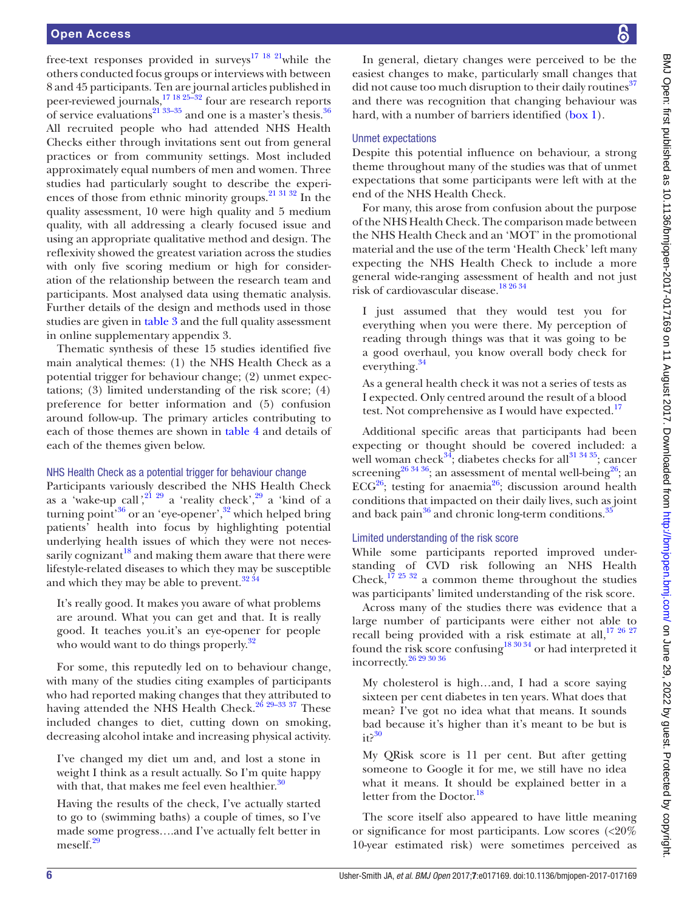free-text responses provided in surveys[17 18 21]while the others conducted focus groups or interviews with between 8 and 45 participants. Ten are journal articles published in peer-reviewed journals,[17 18 25–32] four are research reports of service evaluations[21 33–35] and one is a master's thesis.[36] All recruited people who had attended NHS Health Checks either through invitations sent out from general practices or from community settings. Most included approximately equal numbers of men and women. Three studies had particularly sought to describe the experiences of those from ethnic minority groups.[21 31 32] In the quality assessment, 10 were high quality and 5 medium quality, with all addressing a clearly focused issue and using an appropriate qualitative method and design. The reflexivity showed the greatest variation across the studies with only five scoring medium or high for consideration of the relationship between the research team and participants. Most analysed data using thematic analysis. Further details of the design and methods used in those studies are given in table 3 and the full quality assessment in online supplementary appendix 3.

Thematic synthesis of these 15 studies identified five main analytical themes: (1) the NHS Health Check as a potential trigger for behaviour change; (2) unmet expectations; (3) limited understanding of the risk score; (4) preference for better information and (5) confusion around follow-up. The primary articles contributing to each of those themes are shown in table 4 and details of each of the themes given below.

### NHS Health Check as a potential trigger for behaviour change

Participants variously described the NHS Health Check as a 'wake-up call',[21 29] a 'reality check',[29] a 'kind of a turning point'[36] or an 'eye-opener',[32] which helped bring patients' health into focus by highlighting potential underlying health issues of which they were not necessarily cognizant[18] and making them aware that there were lifestyle-related diseases to which they may be susceptible and which they may be able to prevent.[32 34]

> It's really good. It makes you aware of what problems are around. What you can get and that. It is really good. It teaches you.it's an eye-opener for people who would want to do things properly.[32]

For some, this reputedly led on to behaviour change, with many of the studies citing examples of participants who had reported making changes that they attributed to having attended the NHS Health Check.[26 29–33 37] These included changes to diet, cutting down on smoking, decreasing alcohol intake and increasing physical activity.

> I've changed my diet um and, and lost a stone in weight I think as a result actually. So I'm quite happy with that, that makes me feel even healthier.[30]

> Having the results of the check, I've actually started to go to (swimming baths) a couple of times, so I've made some progress….and I've actually felt better in meself.[29]

In general, dietary changes were perceived to be the easiest changes to make, particularly small changes that did not cause too much disruption to their daily routines[37] and there was recognition that changing behaviour was hard, with a number of barriers identified (box 1).

### Unmet expectations

Despite this potential influence on behaviour, a strong theme throughout many of the studies was that of unmet expectations that some participants were left with at the end of the NHS Health Check.

For many, this arose from confusion about the purpose of the NHS Health Check. The comparison made between the NHS Health Check and an 'MOT' in the promotional material and the use of the term 'Health Check' left many expecting the NHS Health Check to include a more general wide-ranging assessment of health and not just risk of cardiovascular disease.[18 26 34]

> I just assumed that they would test you for everything when you were there. My perception of reading through things was that it was going to be a good overhaul, you know overall body check for everything.[34]

> As a general health check it was not a series of tests as I expected. Only centred around the result of a blood test. Not comprehensive as I would have expected.[17]

Additional specific areas that participants had been expecting or thought should be covered included: a well woman check[34]; diabetes checks for all[31 34 35]; cancer screening[26 34 36]; an assessment of mental well-being[26]; an ECG[26]; testing for anaemia[26]; discussion around health conditions that impacted on their daily lives, such as joint and back pain[36] and chronic long-term conditions.[35]

### Limited understanding of the risk score

While some participants reported improved understanding of CVD risk following an NHS Health Check,[17 25 32] a common theme throughout the studies was participants' limited understanding of the risk score.

Across many of the studies there was evidence that a large number of participants were either not able to recall being provided with a risk estimate at all,[17 26 27] found the risk score confusing[18 30 34] or had interpreted it incorrectly.[26 29 30 36]

> My cholesterol is high…and, I had a score saying sixteen per cent diabetes in ten years. What does that mean? I've got no idea what that means. It sounds bad because it's higher than it's meant to be but is it?[30]

> My QRisk score is 11 per cent. But after getting someone to Google it for me, we still have no idea what it means. It should be explained better in a letter from the Doctor.[18]

The score itself also appeared to have little meaning or significance for most participants. Low scores (<20% 10-year estimated risk) were sometimes perceived as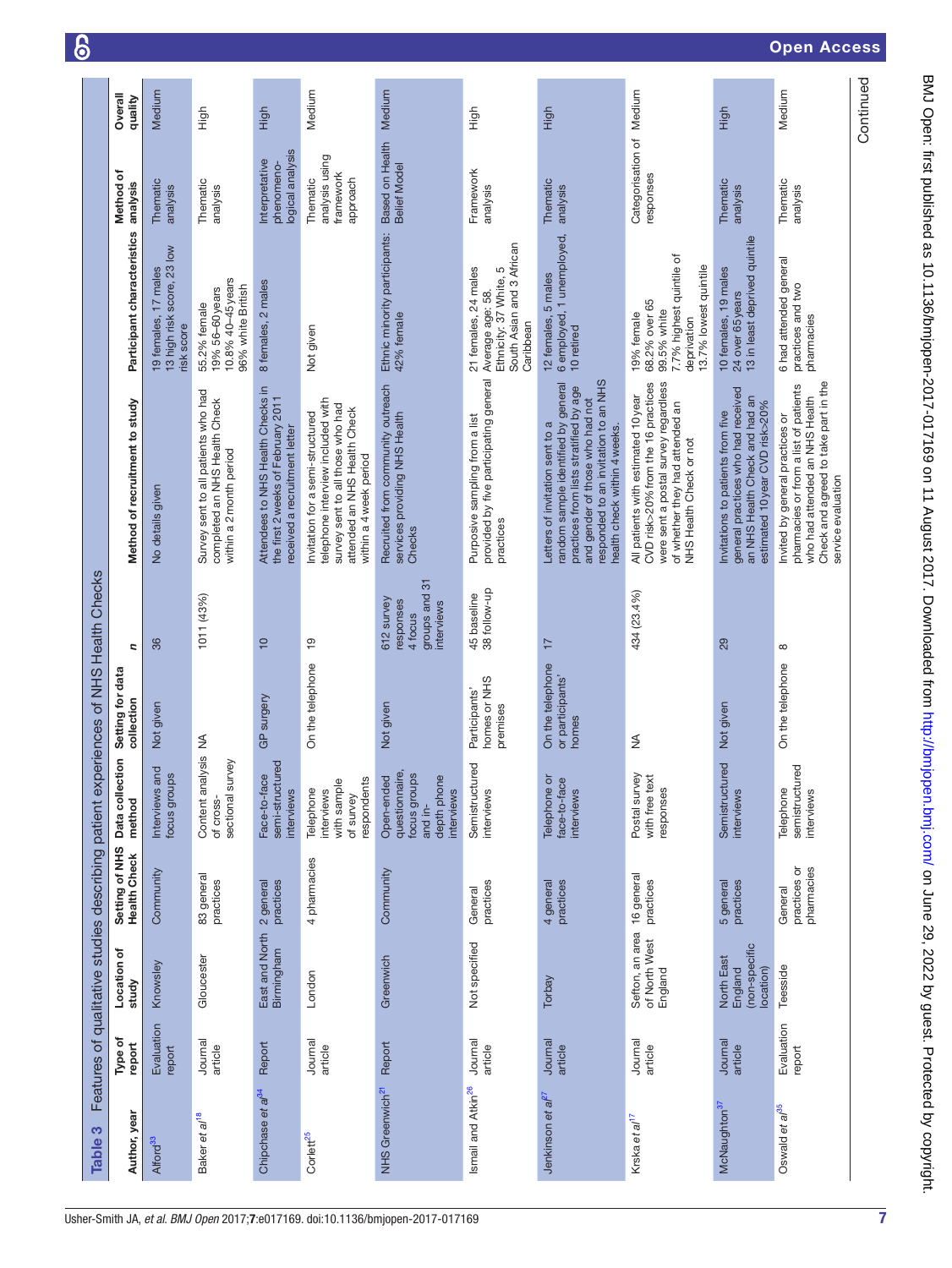**Table 3** Features of qualitative studies describing patient experiences of NHS Health Checks

| Author, year | Type of report | Location of study | Setting of NHS Health Check | Data collection method | Setting for data collection | n | Method of recruitment to study | Participant characteristics | Method of analysis | Overall quality |
|---|---|---|---|---|---|---|---|---|---|---|
| Alford[33] | Evaluation report | Knowsley | Community | Interviews and focus groups | Not given | 36 | No details given | 19 females, 17 males<br>13 high risk score, 23 low risk score | Thematic analysis | Medium |
| Baker *et al*[18] | Journal article | Gloucester | 83 general practices | Content analysis of cross-sectional survey | NA | 1011 (43%) | Survey sent to all patients who had completed an NHS Health Check within a 2 month period | 55.2% female<br>19% 56–60 years<br>10.8% 40–45 years<br>96% white British | Thematic analysis | High |
| Chipchase *et al*[34] | Report | East and North Birmingham | 2 general practices | Face-to-face semi-structured interviews | GP surgery | 10 | Attendees to NHS Health Checks in the first 2 weeks of February 2011 received a recruitment letter | 8 females, 2 males | Interpretative phenomeno-logical analysis | High |
| Corlett[25] | Journal article | London | 4 pharmacies | Telephone interviews with sample of survey respondents | On the telephone | 19 | Invitation for a semi-structured telephone interview included with survey sent to all those who had attended an NHS Health Check within a 4 week period | Not given | Thematic analysis using framework approach | Medium |
| NHS Greenwich[21] | Report | Greenwich | Community | Open-ended questionnaire, focus groups and in-depth phone interviews | Not given | 612 survey responses<br>4 focus groups and 31 interviews | Recruited from community outreach services providing NHS Health Checks | Ethnic minority participants: 42% female | Based on Health Belief Model | Medium |
| Ismail and Atkin[26] | Journal article | Not specified | General practices | Semistructured interviews | Participants' homes or NHS premises | 45 baseline<br>38 follow-up | Purposive sampling from a list provided by five participating general practices | 21 females, 24 males<br>Average age: 58.<br>Ethnicity: 37 White, 5 South Asian and 3 African Caribbean | Framework analysis | High |
| Jenkinson *et al*[27] | Journal article | Torbay | 4 general practices | Telephone or face-to-face interviews | On the telephone or participants' homes | 17 | Letters of invitation sent to a random sample identified by general practices from lists stratified by age and gender of those who had not responded to an invitation to an NHS health check within 4 weeks. | 12 females, 5 males<br>6 employed, 1 unemployed, 10 retired | Thematic analysis | High |
| Krska *et al*[17] | Journal article | Sefton, an area of North West England | 16 general practices | Postal survey with free text responses | NA | 434 (23.4%) | All patients with estimated 10 year CVD risk>20% from the 16 practices were sent a postal survey regardless of whether they had attended an NHS Health Check or not | 19% female<br>68.2% over 65<br>99.5% white<br>7.7% highest quintile of deprivation<br>13.7% lowest quintile | Categorisation of responses | Medium |
| McNaughton[37] | Journal article | North East England (non-specific location) | 5 general practices | Semistructured interviews | Not given | 29 | Invitations to patients from five general practices who had received an NHS Health Check and had an estimated 10 year CVD risk>20% | 10 females, 19 males<br>24 over 65 years<br>13 in least deprived quintile | Thematic analysis | High |
| Oswald *et al*[35] | Evaluation report | Teesside | General practices or pharmacies | Telephone semistructured interviews | On the telephone | 8 | Invited by general practices or pharmacies from a list of patients who had attended an NHS Health Check and agreed to take part in the service evaluation | 6 had attended general practices and two pharmacies | Thematic analysis | Medium |

Continued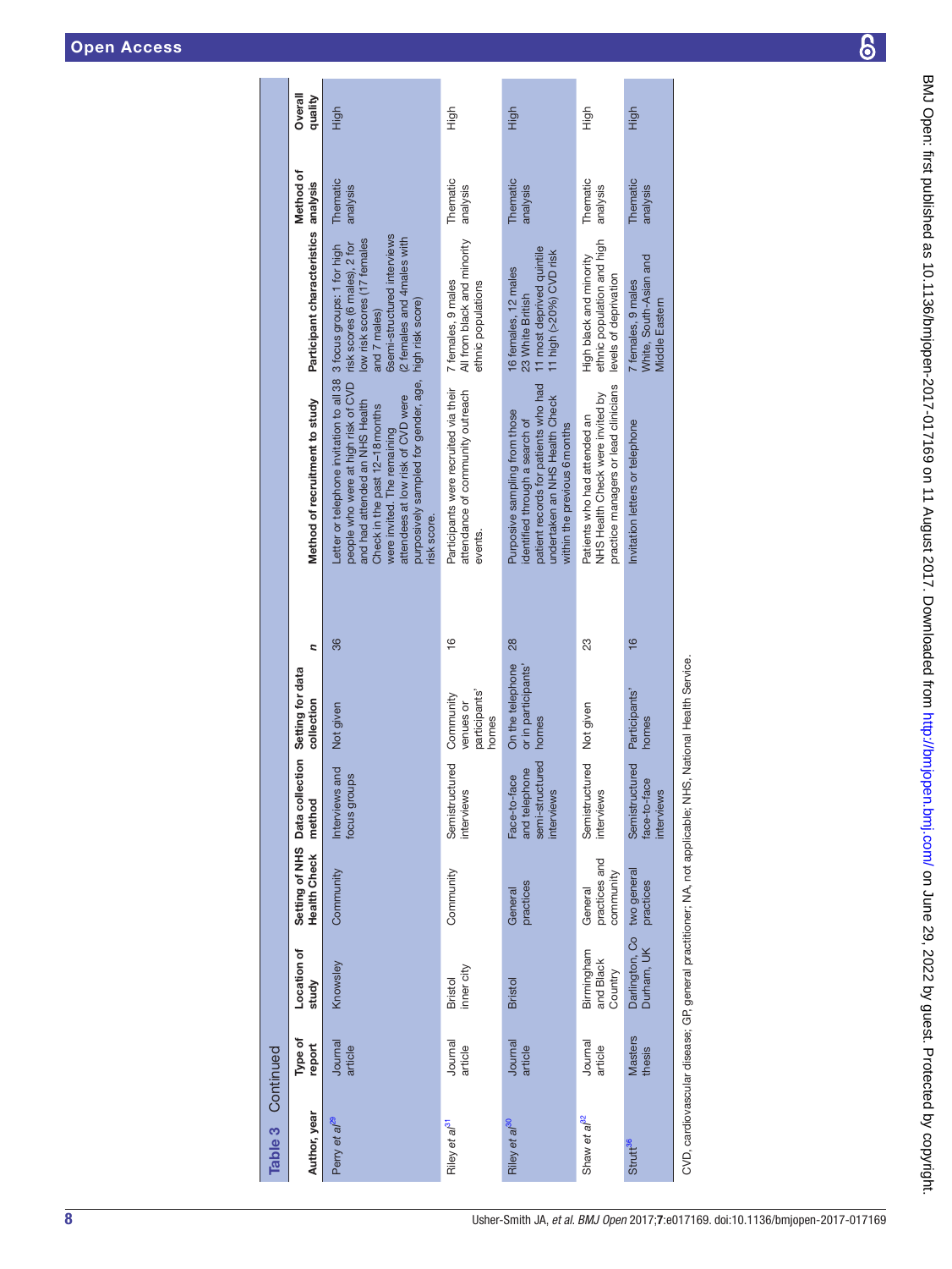**Table 3** Continued

| Author, year | Type of report | Location of study | Setting of NHS Health Check | Data collection method | Setting for data collection | n | Method of recruitment to study | Participant characteristics | Method of analysis | Overall quality |
|---|---|---|---|---|---|---|---|---|---|---|
| Perry *et al*[29] | Journal article | Knowsley | Community | Interviews and focus groups | Not given | 36 | Letter or telephone invitation to all 38 people who were at high risk of CVD and had attended an NHS Health Check in the past 12–18 months were invited. The remaining attendees at low risk of CVD were purposively sampled for gender, age, risk score. | 3 focus groups: 1 for high risk scores (6 males), 2 for low risk scores (17 females and 7 males) 6semi-structured interviews (2 females and 4males with high risk score) | Thematic analysis | High |
| Riley *et al*[31] | Journal article | Bristol inner city | Community | Semistructured interviews | Community venues or participants' homes | 16 | Participants were recruited via their attendance of community outreach events. | 7 females, 9 males All from black and minority ethnic populations | Thematic analysis | High |
| Riley *et al*[30] | Journal article | Bristol | General practices | Face-to-face and telephone semi-structured interviews | On the telephone or in participants' homes | 28 | Purposive sampling from those identified through a search of patient records for patients who had undertaken an NHS Health Check within the previous 6months | 16 females, 12 males 23 White British 11 most deprived quintile 11 high (>20%) CVD risk | Thematic analysis | High |
| Shaw *et al*[32] | Journal article | Birmingham and Black Country | General practices and community | Semistructured interviews | Not given | 23 | Patients who had attended an NHS Health Check were invited by practice managers or lead clinicians | High black and minority ethnic population and high levels of deprivation | Thematic analysis | High |
| Strutt[36] | Masters thesis | Darlington, Co Durham, UK | two general practices | Semistructured face-to-face interviews | Participants' homes | 16 | Invitation letters or telephone | 7 females, 9 males White, South-Asian and Middle Eastern | Thematic analysis | High |

CVD, cardiovascular disease; GP, general practitioner; NA, not applicable; NHS, National Health Service.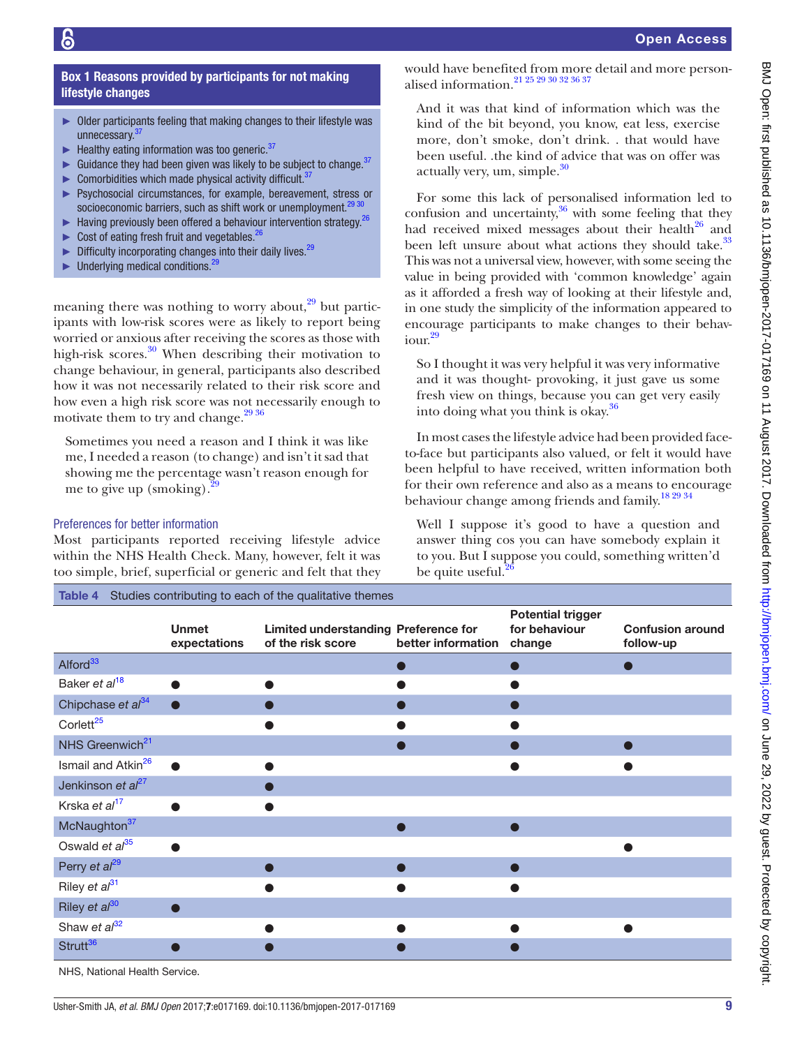**Box 1 Reasons provided by participants for not making lifestyle changes**

- Older participants feeling that making changes to their lifestyle was unnecessary.[37]
- Healthy eating information was too generic.[37]
- Guidance they had been given was likely to be subject to change.[37]
- Comorbidities which made physical activity difficult.[37]
- Psychosocial circumstances, for example, bereavement, stress or socioeconomic barriers, such as shift work or unemployment.[29 30]
- Having previously been offered a behaviour intervention strategy.[26]
- Cost of eating fresh fruit and vegetables.[26]
- Difficulty incorporating changes into their daily lives.[29]
- Underlying medical conditions.[29]

meaning there was nothing to worry about,[29] but participants with low-risk scores were as likely to report being worried or anxious after receiving the scores as those with high-risk scores.[30] When describing their motivation to change behaviour, in general, participants also described how it was not necessarily related to their risk score and how even a high risk score was not necessarily enough to motivate them to try and change.[29 36]

> Sometimes you need a reason and I think it was like me, I needed a reason (to change) and isn't it sad that showing me the percentage wasn't reason enough for me to give up (smoking).[29]

### Preferences for better information

Most participants reported receiving lifestyle advice within the NHS Health Check. Many, however, felt it was too simple, brief, superficial or generic and felt that they would have benefited from more detail and more personalised information.[21 25 29 30 32 36 37]

> And it was that kind of information which was the kind of the bit beyond, you know, eat less, exercise more, don't smoke, don't drink. . that would have been useful. .the kind of advice that was on offer was actually very, um, simple.[30]

For some this lack of personalised information led to confusion and uncertainty,[36] with some feeling that they had received mixed messages about their health[26] and been left unsure about what actions they should take.[33] This was not a universal view, however, with some seeing the value in being provided with 'common knowledge' again as it afforded a fresh way of looking at their lifestyle and, in one study the simplicity of the information appeared to encourage participants to make changes to their behaviour.[29]

> So I thought it was very helpful it was very informative and it was thought- provoking, it just gave us some fresh view on things, because you can get very easily into doing what you think is okay.[36]

In most cases the lifestyle advice had been provided face-to-face but participants also valued, or felt it would have been helpful to have received, written information both for their own reference and also as a means to encourage behaviour change among friends and family.[18 29 34]

> Well I suppose it's good to have a question and answer thing cos you can have somebody explain it to you. But I suppose you could, something written'd be quite useful.[26]

**Table 4** Studies contributing to each of the qualitative themes

| | Unmet expectations | Limited understanding of the risk score | Preference for better information | Potential trigger for behaviour change | Confusion around follow-up |
|---|---|---|---|---|---|
| Alford[33] | | | ● | ● | ● |
| Baker *et al*[18] | ● | ● | ● | ● | |
| Chipchase *et al*[34] | ● | ● | ● | ● | |
| Corlett[25] | | ● | ● | ● | |
| NHS Greenwich[21] | | | ● | ● | ● |
| Ismail and Atkin[26] | ● | ● | | ● | ● |
| Jenkinson *et al*[27] | | ● | | | |
| Krska *et al*[17] | ● | ● | | | |
| McNaughton[37] | | | ● | ● | |
| Oswald *et al*[35] | ● | | | | ● |
| Perry *et al*[29] | | ● | ● | ● | |
| Riley *et al*[31] | | ● | ● | ● | |
| Riley *et al*[30] | ● | | | | |
| Shaw *et al*[32] | | ● | ● | ● | ● |
| Strutt[36] | ● | ● | ● | ● | |

NHS, National Health Service.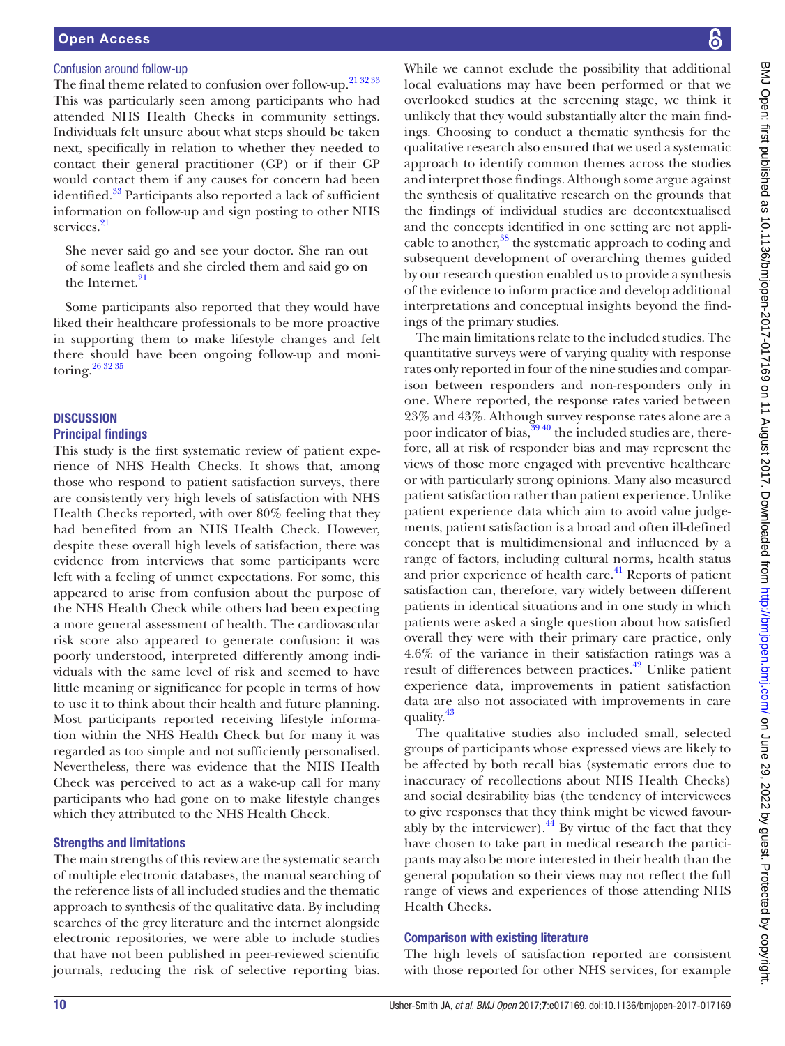### Confusion around follow-up

The final theme related to confusion over follow-up.[21 32 33] This was particularly seen among participants who had attended NHS Health Checks in community settings. Individuals felt unsure about what steps should be taken next, specifically in relation to whether they needed to contact their general practitioner (GP) or if their GP would contact them if any causes for concern had been identified.[33] Participants also reported a lack of sufficient information on follow-up and sign posting to other NHS services.[21]

> She never said go and see your doctor. She ran out of some leaflets and she circled them and said go on the Internet.[21]

Some participants also reported that they would have liked their healthcare professionals to be more proactive in supporting them to make lifestyle changes and felt there should have been ongoing follow-up and monitoring.[26 32 35]

## DISCUSSION

### Principal findings

This study is the first systematic review of patient experience of NHS Health Checks. It shows that, among those who respond to patient satisfaction surveys, there are consistently very high levels of satisfaction with NHS Health Checks reported, with over 80% feeling that they had benefited from an NHS Health Check. However, despite these overall high levels of satisfaction, there was evidence from interviews that some participants were left with a feeling of unmet expectations. For some, this appeared to arise from confusion about the purpose of the NHS Health Check while others had been expecting a more general assessment of health. The cardiovascular risk score also appeared to generate confusion: it was poorly understood, interpreted differently among individuals with the same level of risk and seemed to have little meaning or significance for people in terms of how to use it to think about their health and future planning. Most participants reported receiving lifestyle information within the NHS Health Check but for many it was regarded as too simple and not sufficiently personalised. Nevertheless, there was evidence that the NHS Health Check was perceived to act as a wake-up call for many participants who had gone on to make lifestyle changes which they attributed to the NHS Health Check.

### Strengths and limitations

The main strengths of this review are the systematic search of multiple electronic databases, the manual searching of the reference lists of all included studies and the thematic approach to synthesis of the qualitative data. By including searches of the grey literature and the internet alongside electronic repositories, we were able to include studies that have not been published in peer-reviewed scientific journals, reducing the risk of selective reporting bias. While we cannot exclude the possibility that additional local evaluations may have been performed or that we overlooked studies at the screening stage, we think it unlikely that they would substantially alter the main findings. Choosing to conduct a thematic synthesis for the qualitative research also ensured that we used a systematic approach to identify common themes across the studies and interpret those findings. Although some argue against the synthesis of qualitative research on the grounds that the findings of individual studies are decontextualised and the concepts identified in one setting are not applicable to another,[38] the systematic approach to coding and subsequent development of overarching themes guided by our research question enabled us to provide a synthesis of the evidence to inform practice and develop additional interpretations and conceptual insights beyond the findings of the primary studies.

The main limitations relate to the included studies. The quantitative surveys were of varying quality with response rates only reported in four of the nine studies and comparison between responders and non-responders only in one. Where reported, the response rates varied between 23% and 43%. Although survey response rates alone are a poor indicator of bias,[39 40] the included studies are, therefore, all at risk of responder bias and may represent the views of those more engaged with preventive healthcare or with particularly strong opinions. Many also measured patient satisfaction rather than patient experience. Unlike patient experience data which aim to avoid value judgements, patient satisfaction is a broad and often ill-defined concept that is multidimensional and influenced by a range of factors, including cultural norms, health status and prior experience of health care.[41] Reports of patient satisfaction can, therefore, vary widely between different patients in identical situations and in one study in which patients were asked a single question about how satisfied overall they were with their primary care practice, only 4.6% of the variance in their satisfaction ratings was a result of differences between practices.[42] Unlike patient experience data, improvements in patient satisfaction data are also not associated with improvements in care quality.[43]

The qualitative studies also included small, selected groups of participants whose expressed views are likely to be affected by both recall bias (systematic errors due to inaccuracy of recollections about NHS Health Checks) and social desirability bias (the tendency of interviewees to give responses that they think might be viewed favourably by the interviewer).[44] By virtue of the fact that they have chosen to take part in medical research the participants may also be more interested in their health than the general population so their views may not reflect the full range of views and experiences of those attending NHS Health Checks.

### Comparison with existing literature

The high levels of satisfaction reported are consistent with those reported for other NHS services, for example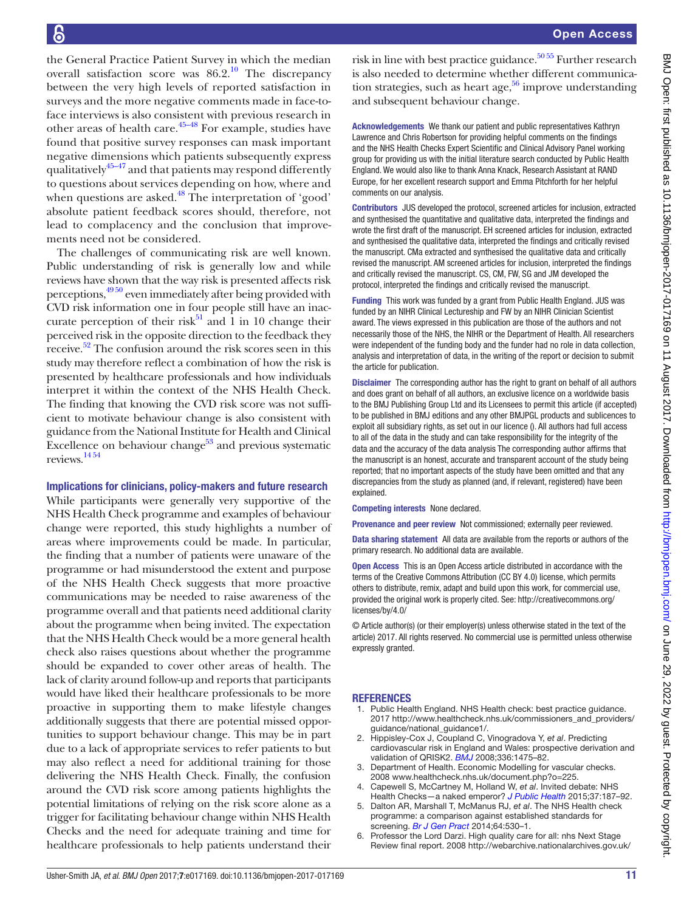the General Practice Patient Survey in which the median overall satisfaction score was 86.2.[10] The discrepancy between the very high levels of reported satisfaction in surveys and the more negative comments made in face-to-face interviews is also consistent with previous research in other areas of health care.[45–48] For example, studies have found that positive survey responses can mask important negative dimensions which patients subsequently express qualitatively[45–47] and that patients may respond differently to questions about services depending on how, where and when questions are asked.[48] The interpretation of 'good' absolute patient feedback scores should, therefore, not lead to complacency and the conclusion that improvements need not be considered.

The challenges of communicating risk are well known. Public understanding of risk is generally low and while reviews have shown that the way risk is presented affects risk perceptions,[49 50] even immediately after being provided with CVD risk information one in four people still have an inaccurate perception of their risk[51] and 1 in 10 change their perceived risk in the opposite direction to the feedback they receive.[52] The confusion around the risk scores seen in this study may therefore reflect a combination of how the risk is presented by healthcare professionals and how individuals interpret it within the context of the NHS Health Check. The finding that knowing the CVD risk score was not sufficient to motivate behaviour change is also consistent with guidance from the National Institute for Health and Clinical Excellence on behaviour change[53] and previous systematic reviews.[14 54]

### Implications for clinicians, policy-makers and future research

While participants were generally very supportive of the NHS Health Check programme and examples of behaviour change were reported, this study highlights a number of areas where improvements could be made. In particular, the finding that a number of patients were unaware of the programme or had misunderstood the extent and purpose of the NHS Health Check suggests that more proactive communications may be needed to raise awareness of the programme overall and that patients need additional clarity about the programme when being invited. The expectation that the NHS Health Check would be a more general health check also raises questions about whether the programme should be expanded to cover other areas of health. The lack of clarity around follow-up and reports that participants would have liked their healthcare professionals to be more proactive in supporting them to make lifestyle changes additionally suggests that there are potential missed opportunities to support behaviour change. This may be in part due to a lack of appropriate services to refer patients to but may also reflect a need for additional training for those delivering the NHS Health Check. Finally, the confusion around the CVD risk score among patients highlights the potential limitations of relying on the risk score alone as a trigger for facilitating behaviour change within NHS Health Checks and the need for adequate training and time for healthcare professionals to help patients understand their risk in line with best practice guidance.[50 55] Further research is also needed to determine whether different communication strategies, such as heart age,[56] improve understanding and subsequent behaviour change.

**Acknowledgements** We thank our patient and public representatives Kathryn Lawrence and Chris Robertson for providing helpful comments on the findings and the NHS Health Checks Expert Scientific and Clinical Advisory Panel working group for providing us with the initial literature search conducted by Public Health England. We would also like to thank Anna Knack, Research Assistant at RAND Europe, for her excellent research support and Emma Pitchforth for her helpful comments on our analysis.

**Contributors** JUS developed the protocol, screened articles for inclusion, extracted and synthesised the quantitative and qualitative data, interpreted the findings and wrote the first draft of the manuscript. EH screened articles for inclusion, extracted and synthesised the qualitative data, interpreted the findings and critically revised the manuscript. CMa extracted and synthesised the qualitative data and critically revised the manuscript. AM screened articles for inclusion, interpreted the findings and critically revised the manuscript. CS, CM, FW, SG and JM developed the protocol, interpreted the findings and critically revised the manuscript.

**Funding** This work was funded by a grant from Public Health England. JUS was funded by an NIHR Clinical Lectureship and FW by an NIHR Clinician Scientist award. The views expressed in this publication are those of the authors and not necessarily those of the NHS, the NIHR or the Department of Health. All researchers were independent of the funding body and the funder had no role in data collection, analysis and interpretation of data, in the writing of the report or decision to submit the article for publication.

**Disclaimer** The corresponding author has the right to grant on behalf of all authors and does grant on behalf of all authors, an exclusive licence on a worldwide basis to the BMJ Publishing Group Ltd and its Licensees to permit this article (if accepted) to be published in BMJ editions and any other BMJPGL products and sublicences to exploit all subsidiary rights, as set out in our licence (). All authors had full access to all of the data in the study and can take responsibility for the integrity of the data and the accuracy of the data analysis The corresponding author affirms that the manuscript is an honest, accurate and transparent account of the study being reported; that no important aspects of the study have been omitted and that any discrepancies from the study as planned (and, if relevant, registered) have been explained.

**Competing interests** None declared.

**Provenance and peer review** Not commissioned; externally peer reviewed.

**Data sharing statement** All data are available from the reports or authors of the primary research. No additional data are available.

**Open Access** This is an Open Access article distributed in accordance with the terms of the Creative Commons Attribution (CC BY 4.0) license, which permits others to distribute, remix, adapt and build upon this work, for commercial use, provided the original work is properly cited. See: http://creativecommons.org/licenses/by/4.0/

© Article author(s) (or their employer(s) unless otherwise stated in the text of the article) 2017. All rights reserved. No commercial use is permitted unless otherwise expressly granted.

## REFERENCES

1. Public Health England. NHS Health check: best practice guidance. 2017 http://www.healthcheck.nhs.uk/commissioners_and_providers/guidance/national_guidance1/.
2. Hippisley-Cox J, Coupland C, Vinogradova Y, *et al*. Predicting cardiovascular risk in England and Wales: prospective derivation and validation of QRISK2. *BMJ* 2008;336:1475–82.
3. Department of Health. Economic Modelling for vascular checks. 2008 www.healthcheck.nhs.uk/document.php?o=225.
4. Capewell S, McCartney M, Holland W, *et al*. Invited debate: NHS Health Checks—a naked emperor? *J Public Health* 2015;37:187–92.
5. Dalton AR, Marshall T, McManus RJ, *et al*. The NHS Health check programme: a comparison against established standards for screening. *Br J Gen Pract* 2014;64:530–1.
6. Professor the Lord Darzi. High quality care for all: nhs Next Stage Review final report. 2008 http://webarchive.nationalarchives.gov.uk/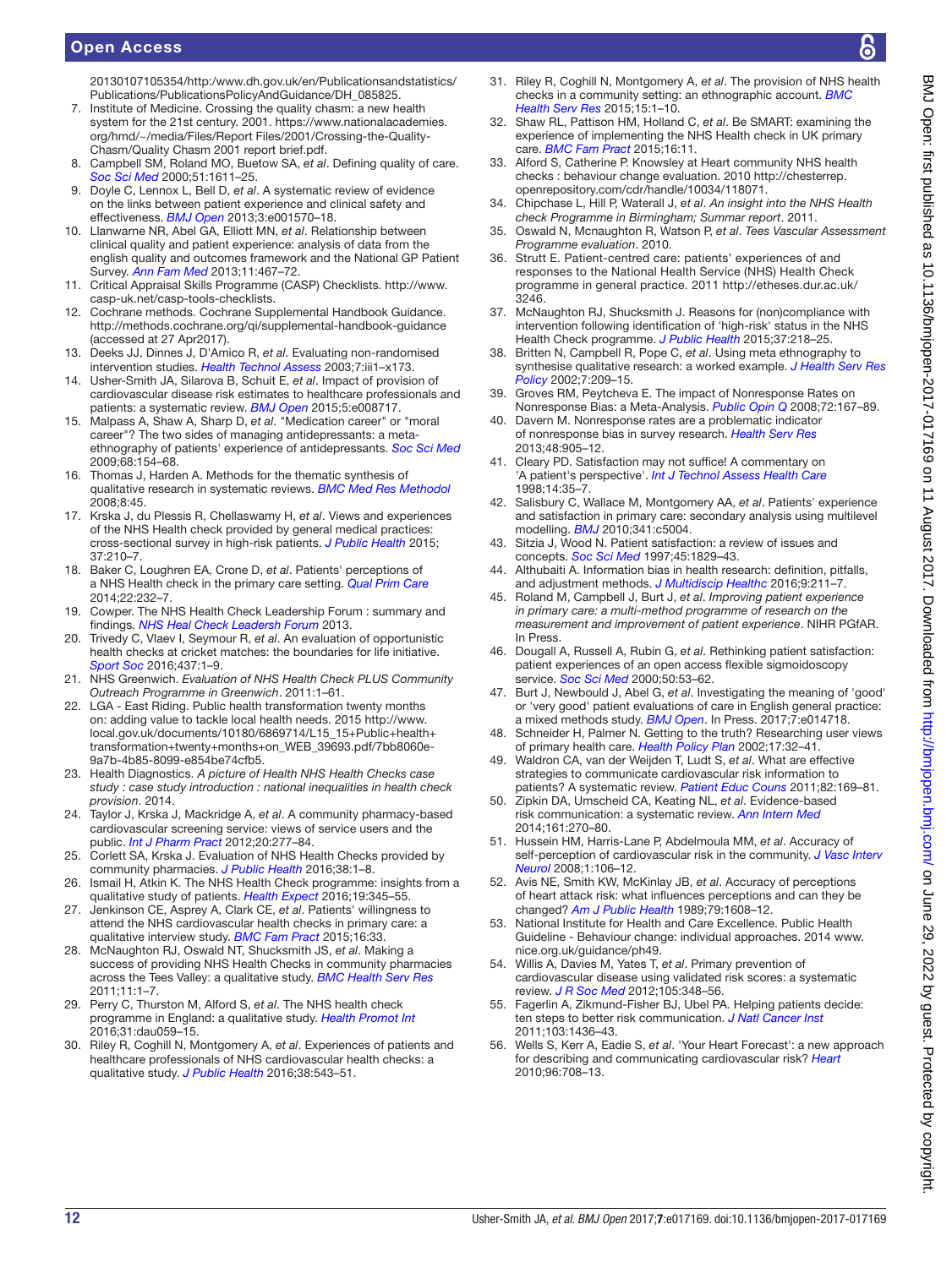20130107105354/http:/www.dh.gov.uk/en/Publicationsandstatistics/Publications/PublicationsPolicyAndGuidance/DH_085825.

7. Institute of Medicine. Crossing the quality chasm: a new health system for the 21st century. 2001. https://www.nationalacademies.org/hmd/~/media/Files/Report Files/2001/Crossing-the-Quality-Chasm/Quality Chasm 2001 report brief.pdf.
8. Campbell SM, Roland MO, Buetow SA, *et al*. Defining quality of care. *Soc Sci Med* 2000;51:1611–25.
9. Doyle C, Lennox L, Bell D, *et al*. A systematic review of evidence on the links between patient experience and clinical safety and effectiveness. *BMJ Open* 2013;3:e001570–18.
10. Llanwarne NR, Abel GA, Elliott MN, *et al*. Relationship between clinical quality and patient experience: analysis of data from the english quality and outcomes framework and the National GP Patient Survey. *Ann Fam Med* 2013;11:467–72.
11. Critical Appraisal Skills Programme (CASP) Checklists. http://www.casp-uk.net/casp-tools-checklists.
12. Cochrane methods. Cochrane Supplemental Handbook Guidance. http://methods.cochrane.org/qi/supplemental-handbook-guidance (accessed at 27 Apr2017).
13. Deeks JJ, Dinnes J, D'Amico R, *et al*. Evaluating non-randomised intervention studies. *Health Technol Assess* 2003;7:iii1–x173.
14. Usher-Smith JA, Silarova B, Schuit E, *et al*. Impact of provision of cardiovascular disease risk estimates to healthcare professionals and patients: a systematic review. *BMJ Open* 2015;5:e008717.
15. Malpass A, Shaw A, Sharp D, *et al*. "Medication career" or "moral career"? The two sides of managing antidepressants: a meta-ethnography of patients' experience of antidepressants. *Soc Sci Med* 2009;68:154–68.
16. Thomas J, Harden A. Methods for the thematic synthesis of qualitative research in systematic reviews. *BMC Med Res Methodol* 2008;8:45.
17. Krska J, du Plessis R, Chellaswamy H, *et al*. Views and experiences of the NHS Health check provided by general medical practices: cross-sectional survey in high-risk patients. *J Public Health* 2015; 37:210–7.
18. Baker C, Loughren EA, Crone D, *et al*. Patients' perceptions of a NHS Health check in the primary care setting. *Qual Prim Care* 2014;22:232–7.
19. Cowper. The NHS Health Check Leadership Forum : summary and findings. *NHS Heal Check Leadersh Forum* 2013.
20. Trivedy C, Vlaev I, Seymour R, *et al*. An evaluation of opportunistic health checks at cricket matches: the boundaries for life initiative. *Sport Soc* 2016;437:1–9.
21. NHS Greenwich. *Evaluation of NHS Health Check PLUS Community Outreach Programme in Greenwich*. 2011:1–61.
22. LGA - East Riding. Public health transformation twenty months on: adding value to tackle local health needs. 2015 http://www.local.gov.uk/documents/10180/6869714/L15_15+Public+health+transformation+twenty+months+on_WEB_39693.pdf/7bb8060e-9a7b-4b85-8099-e854be74cfb5.
23. Health Diagnostics. *A picture of Health NHS Health Checks case study : case study introduction : national inequalities in health check provision*. 2014.
24. Taylor J, Krska J, Mackridge A, *et al*. A community pharmacy-based cardiovascular screening service: views of service users and the public. *Int J Pharm Pract* 2012;20:277–84.
25. Corlett SA, Krska J. Evaluation of NHS Health Checks provided by community pharmacies. *J Public Health* 2016;38:1–8.
26. Ismail H, Atkin K. The NHS Health Check programme: insights from a qualitative study of patients. *Health Expect* 2016;19:345–55.
27. Jenkinson CE, Asprey A, Clark CE, *et al*. Patients' willingness to attend the NHS cardiovascular health checks in primary care: a qualitative interview study. *BMC Fam Pract* 2015;16:33.
28. McNaughton RJ, Oswald NT, Shucksmith JS, *et al*. Making a success of providing NHS Health Checks in community pharmacies across the Tees Valley: a qualitative study. *BMC Health Serv Res* 2011;11:1–7.
29. Perry C, Thurston M, Alford S, *et al*. The NHS health check programme in England: a qualitative study. *Health Promot Int* 2016;31:dau059–15.
30. Riley R, Coghill N, Montgomery A, *et al*. Experiences of patients and healthcare professionals of NHS cardiovascular health checks: a qualitative study. *J Public Health* 2016;38:543–51.
31. Riley R, Coghill N, Montgomery A, *et al*. The provision of NHS health checks in a community setting: an ethnographic account. *BMC Health Serv Res* 2015;15:1–10.
32. Shaw RL, Pattison HM, Holland C, *et al*. Be SMART: examining the experience of implementing the NHS Health check in UK primary care. *BMC Fam Pract* 2015;16:11.
33. Alford S, Catherine P. Knowsley at Heart community NHS health checks : behaviour change evaluation. 2010 http://chesterrep.openrepository.com/cdr/handle/10034/118071.
34. Chipchase L, Hill P, Waterall J, *et al*. *An insight into the NHS Health check Programme in Birmingham; Summar report*. 2011.
35. Oswald N, Mcnaughton R, Watson P, *et al*. *Tees Vascular Assessment Programme evaluation*. 2010.
36. Strutt E. Patient-centred care: patients' experiences of and responses to the National Health Service (NHS) Health Check programme in general practice. 2011 http://etheses.dur.ac.uk/3246.
37. McNaughton RJ, Shucksmith J. Reasons for (non)compliance with intervention following identification of 'high-risk' status in the NHS Health Check programme. *J Public Health* 2015;37:218–25.
38. Britten N, Campbell R, Pope C, *et al*. Using meta ethnography to synthesise qualitative research: a worked example. *J Health Serv Res Policy* 2002;7:209–15.
39. Groves RM, Peytcheva E. The impact of Nonresponse Rates on Nonresponse Bias: a Meta-Analysis. *Public Opin Q* 2008;72:167–89.
40. Davern M. Nonresponse rates are a problematic indicator of nonresponse bias in survey research. *Health Serv Res* 2013;48:905–12.
41. Cleary PD. Satisfaction may not suffice! A commentary on 'A patient's perspective'. *Int J Technol Assess Health Care* 1998;14:35–7.
42. Salisbury C, Wallace M, Montgomery AA, *et al*. Patients' experience and satisfaction in primary care: secondary analysis using multilevel modelling. *BMJ* 2010;341:c5004.
43. Sitzia J, Wood N. Patient satisfaction: a review of issues and concepts. *Soc Sci Med* 1997;45:1829–43.
44. Althubaiti A. Information bias in health research: definition, pitfalls, and adjustment methods. *J Multidiscip Healthc* 2016;9:211–7.
45. Roland M, Campbell J, Burt J, *et al*. *Improving patient experience in primary care: a multi-method programme of research on the measurement and improvement of patient experience*. NIHR PGfAR. In Press.
46. Dougall A, Russell A, Rubin G, *et al*. Rethinking patient satisfaction: patient experiences of an open access flexible sigmoidoscopy service. *Soc Sci Med* 2000;50:53–62.
47. Burt J, Newbould J, Abel G, *et al*. Investigating the meaning of 'good' or 'very good' patient evaluations of care in English general practice: a mixed methods study. *BMJ Open*. In Press. 2017;7:e014718.
48. Schneider H, Palmer N. Getting to the truth? Researching user views of primary health care. *Health Policy Plan* 2002;17:32–41.
49. Waldron CA, van der Weijden T, Ludt S, *et al*. What are effective strategies to communicate cardiovascular risk information to patients? A systematic review. *Patient Educ Couns* 2011;82:169–81.
50. Zipkin DA, Umscheid CA, Keating NL, *et al*. Evidence-based risk communication: a systematic review. *Ann Intern Med* 2014;161:270–80.
51. Hussein HM, Harris-Lane P, Abdelmoula MM, *et al*. Accuracy of self-perception of cardiovascular risk in the community. *J Vasc Interv Neurol* 2008;1:106–12.
52. Avis NE, Smith KW, McKinlay JB, *et al*. Accuracy of perceptions of heart attack risk: what influences perceptions and can they be changed? *Am J Public Health* 1989;79:1608–12.
53. National Institute for Health and Care Excellence. Public Health Guideline - Behaviour change: individual approaches. 2014 www.nice.org.uk/guidance/ph49.
54. Willis A, Davies M, Yates T, *et al*. Primary prevention of cardiovascular disease using validated risk scores: a systematic review. *J R Soc Med* 2012;105:348–56.
55. Fagerlin A, Zikmund-Fisher BJ, Ubel PA. Helping patients decide: ten steps to better risk communication. *J Natl Cancer Inst* 2011;103:1436–43.
56. Wells S, Kerr A, Eadie S, *et al*. 'Your Heart Forecast': a new approach for describing and communicating cardiovascular risk? *Heart* 2010;96:708–13.